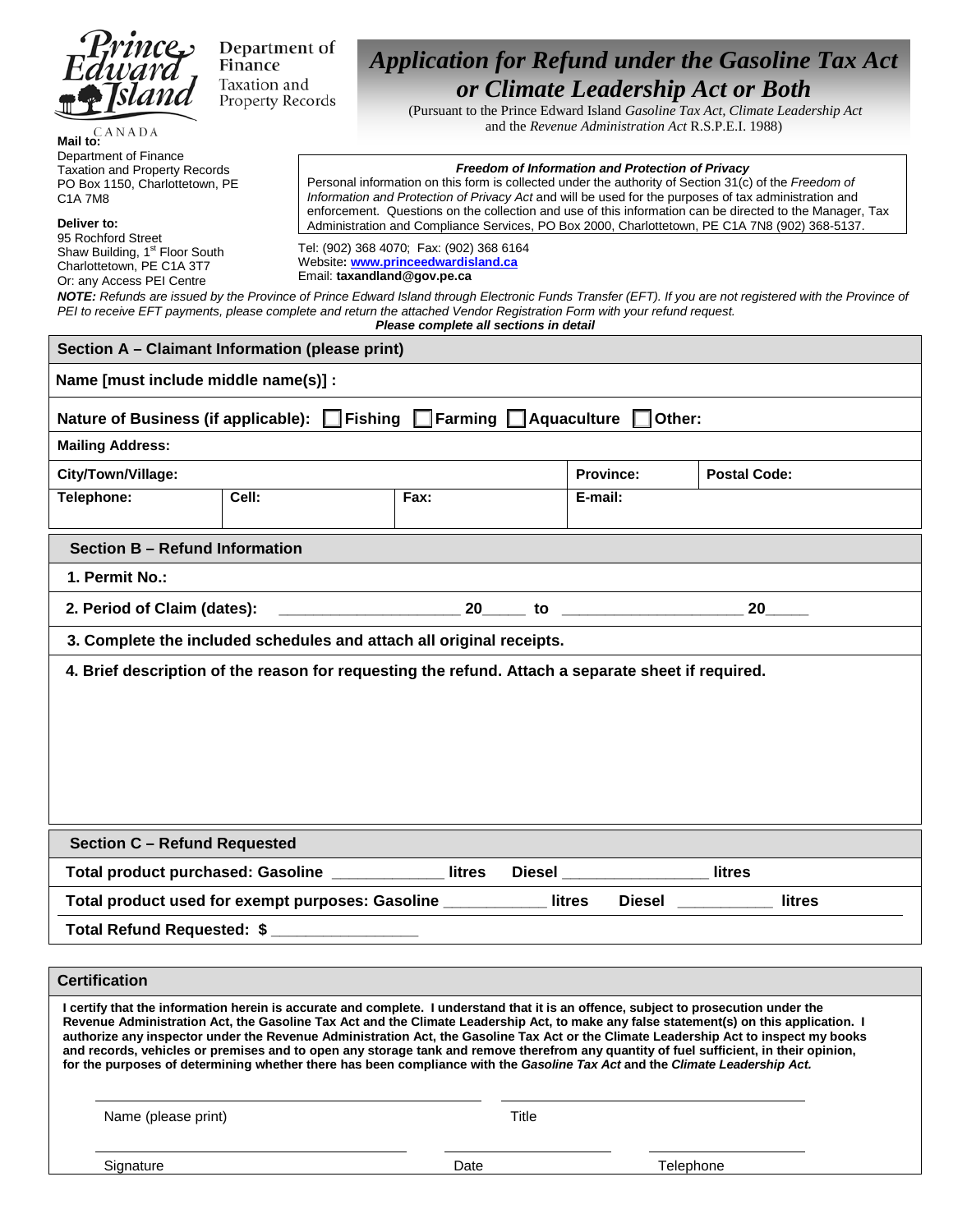Prince Edward Island CANADA

Department of Finance
Taxation and Property Records

# Application for Refund under the Gasoline Tax Act or Climate Leadership Act or Both

(Pursuant to the Prince Edward Island *Gasoline Tax Act, Climate Leadership Act* and the *Revenue Administration Act* R.S.P.E.I. 1988)

**Mail to:**
Department of Finance
Taxation and Property Records
PO Box 1150, Charlottetown, PE
C1A 7M8

**Deliver to:**
95 Rochford Street
Shaw Building, 1st Floor South
Charlottetown, PE C1A 3T7
Or: any Access PEI Centre

***Freedom of Information and Protection of Privacy***
Personal information on this form is collected under the authority of Section 31(c) of the *Freedom of Information and Protection of Privacy Act* and will be used for the purposes of tax administration and enforcement. Questions on the collection and use of this information can be directed to the Manager, Tax Administration and Compliance Services, PO Box 2000, Charlottetown, PE C1A 7N8 (902) 368-5137.

Tel: (902) 368 4070; Fax: (902) 368 6164
Website: **www.princeedwardisland.ca**
Email: **taxandland@gov.pe.ca**

***NOTE:*** *Refunds are issued by the Province of Prince Edward Island through Electronic Funds Transfer (EFT). If you are not registered with the Province of PEI to receive EFT payments, please complete and return the attached Vendor Registration Form with your refund request.*

***Please complete all sections in detail***

## Section A – Claimant Information (please print)

**Name [must include middle name(s)] :**

**Nature of Business (if applicable):** ☐ Fishing ☐ Farming ☐ Aquaculture ☐ Other:

**Mailing Address:**

| **City/Town/Village:** | | | **Province:** | **Postal Code:** |
|---|---|---|---|---|
| **Telephone:** | **Cell:** | **Fax:** | **E-mail:** | |

## Section B – Refund Information

**1. Permit No.:**

**2. Period of Claim (dates):** ____________________ 20_____ to ____________________ 20_____

**3. Complete the included schedules and attach all original receipts.**

**4. Brief description of the reason for requesting the refund. Attach a separate sheet if required.**

## Section C – Refund Requested

**Total product purchased: Gasoline** ____________ **litres Diesel** ________________ **litres**

**Total product used for exempt purposes: Gasoline** ___________ **litres Diesel** __________ **litres**

**Total Refund Requested: $** ________________

## Certification

**I certify that the information herein is accurate and complete. I understand that it is an offence, subject to prosecution under the Revenue Administration Act, the Gasoline Tax Act and the Climate Leadership Act, to make any false statement(s) on this application. I authorize any inspector under the Revenue Administration Act, the Gasoline Tax Act or the Climate Leadership Act to inspect my books and records, vehicles or premises and to open any storage tank and remove therefrom any quantity of fuel sufficient, in their opinion, for the purposes of determining whether there has been compliance with the *Gasoline Tax Act* and the *Climate Leadership Act.***

______________________________ ______________________________
Name (please print) Title

______________________________ ______________ ______________
Signature Date Telephone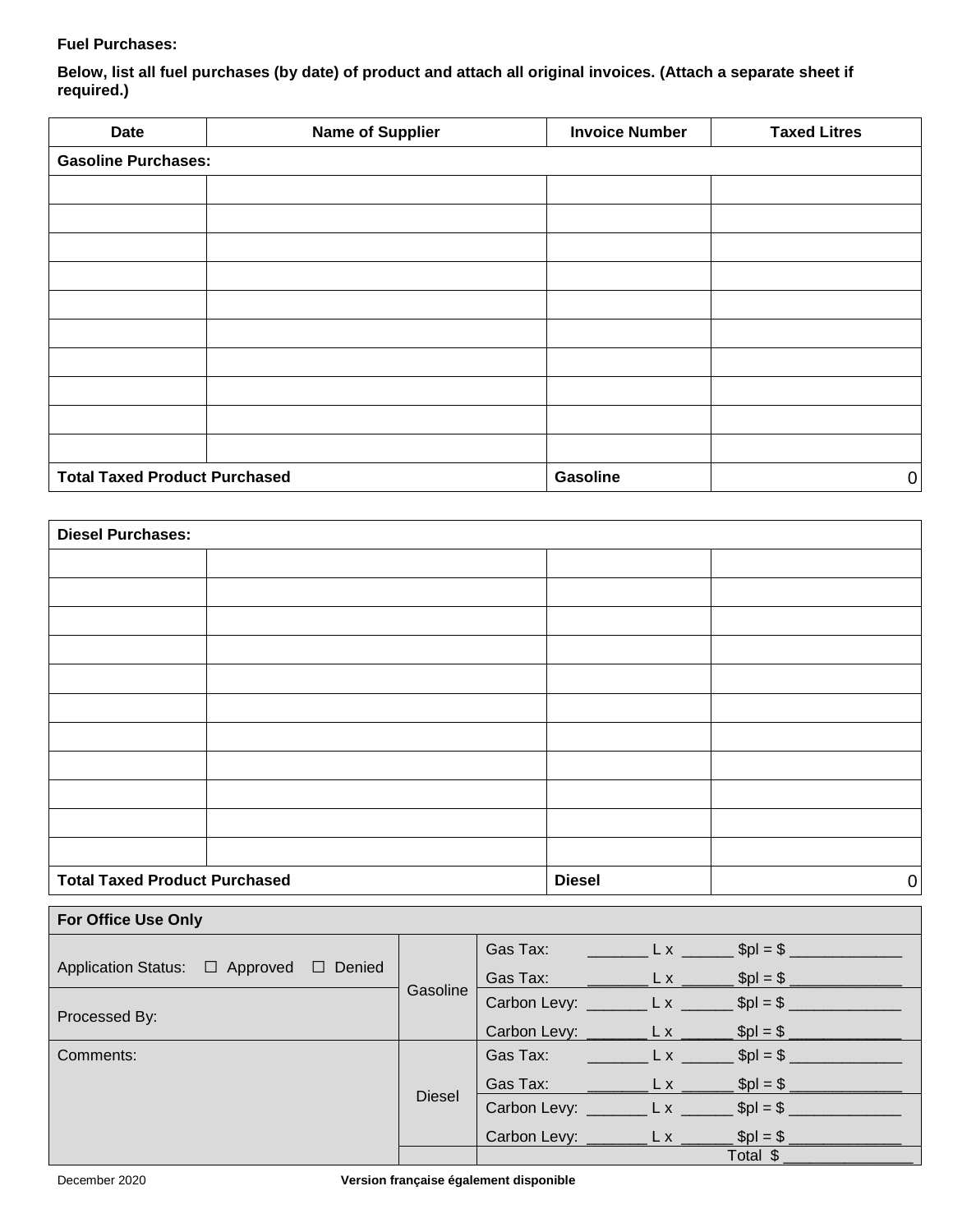**Fuel Purchases:**

**Below, list all fuel purchases (by date) of product and attach all original invoices. (Attach a separate sheet if required.)**

| Date | Name of Supplier | Invoice Number | Taxed Litres |
|---|---|---|---|
| **Gasoline Purchases:** | | | |
| | | | |
| | | | |
| | | | |
| | | | |
| | | | |
| | | | |
| | | | |
| | | | |
| | | | |
| | | | |
| **Total Taxed Product Purchased** | | **Gasoline** | 0 |

| Date | Name of Supplier | Invoice Number | Taxed Litres |
|---|---|---|---|
| **Diesel Purchases:** | | | |
| | | | |
| | | | |
| | | | |
| | | | |
| | | | |
| | | | |
| | | | |
| | | | |
| | | | |
| | | | |
| | | | |
| **Total Taxed Product Purchased** | | **Diesel** | 0 |

| **For Office Use Only** | | |
|---|---|---|
| Application Status: ☐ Approved ☐ Denied | Gasoline | Gas Tax: _______ L x ______ $pl = $ _____________ |
| | | Gas Tax: _______ L x ______ $pl = $ _____________ |
| Processed By: | | Carbon Levy: _______ L x ______ $pl = $ _____________ |
| | | Carbon Levy: _______ L x ______ $pl = $ _____________ |
| Comments: | Diesel | Gas Tax: _______ L x ______ $pl = $ _____________ |
| | | Gas Tax: _______ L x ______ $pl = $ _____________ |
| | | Carbon Levy: _______ L x ______ $pl = $ _____________ |
| | | Carbon Levy: _______ L x ______ $pl = $ _____________ |
| | | Total $ _______________ |

December 2020 **Version française également disponible**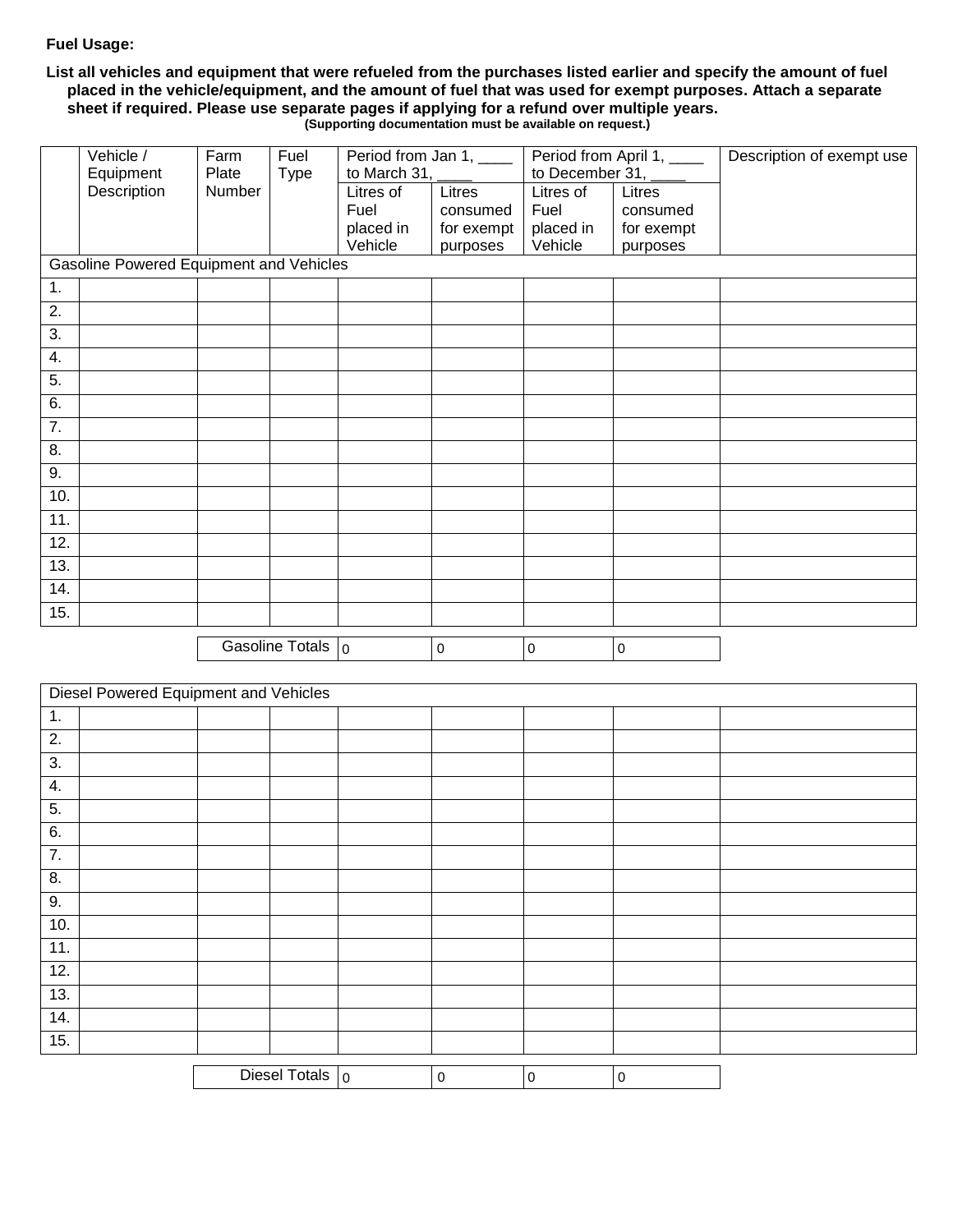**Fuel Usage:**

**List all vehicles and equipment that were refueled from the purchases listed earlier and specify the amount of fuel placed in the vehicle/equipment, and the amount of fuel that was used for exempt purposes. Attach a separate sheet if required. Please use separate pages if applying for a refund over multiple years.**

**(Supporting documentation must be available on request.)**

| | Vehicle / Equipment Description | Farm Plate Number | Fuel Type | Period from Jan 1, ____ to March 31, ____ | | Period from April 1, ____ to December 31, ____ | | Description of exempt use |
|---|---|---|---|---|---|---|---|---|
| | | | | Litres of Fuel placed in Vehicle | Litres consumed for exempt purposes | Litres of Fuel placed in Vehicle | Litres consumed for exempt purposes | |
| Gasoline Powered Equipment and Vehicles | | | | | | | | |
| 1. | | | | | | | | |
| 2. | | | | | | | | |
| 3. | | | | | | | | |
| 4. | | | | | | | | |
| 5. | | | | | | | | |
| 6. | | | | | | | | |
| 7. | | | | | | | | |
| 8. | | | | | | | | |
| 9. | | | | | | | | |
| 10. | | | | | | | | |
| 11. | | | | | | | | |
| 12. | | | | | | | | |
| 13. | | | | | | | | |
| 14. | | | | | | | | |
| 15. | | | | | | | | |
| | | Gasoline Totals | | 0 | 0 | 0 | 0 | |

| | | | | | | | | |
|---|---|---|---|---|---|---|---|---|
| Diesel Powered Equipment and Vehicles | | | | | | | | |
| 1. | | | | | | | | |
| 2. | | | | | | | | |
| 3. | | | | | | | | |
| 4. | | | | | | | | |
| 5. | | | | | | | | |
| 6. | | | | | | | | |
| 7. | | | | | | | | |
| 8. | | | | | | | | |
| 9. | | | | | | | | |
| 10. | | | | | | | | |
| 11. | | | | | | | | |
| 12. | | | | | | | | |
| 13. | | | | | | | | |
| 14. | | | | | | | | |
| 15. | | | | | | | | |
| | | Diesel Totals | | 0 | 0 | 0 | 0 | |